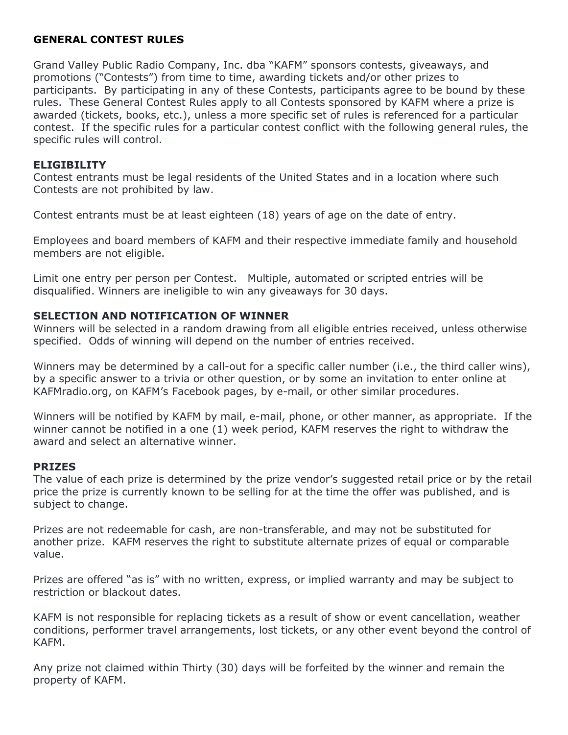# GENERAL CONTEST RULES

Grand Valley Public Radio Company, Inc. dba "KAFM" sponsors contests, giveaways, and promotions ("Contests") from time to time, awarding tickets and/or other prizes to participants. By participating in any of these Contests, participants agree to be bound by these rules. These General Contest Rules apply to all Contests sponsored by KAFM where a prize is awarded (tickets, books, etc.), unless a more specific set of rules is referenced for a particular contest. If the specific rules for a particular contest conflict with the following general rules, the specific rules will control.

## ELIGIBILITY

Contest entrants must be legal residents of the United States and in a location where such Contests are not prohibited by law.

Contest entrants must be at least eighteen (18) years of age on the date of entry.

Employees and board members of KAFM and their respective immediate family and household members are not eligible.

Limit one entry per person per Contest. Multiple, automated or scripted entries will be disqualified. Winners are ineligible to win any giveaways for 30 days.

## SELECTION AND NOTIFICATION OF WINNER

Winners will be selected in a random drawing from all eligible entries received, unless otherwise specified. Odds of winning will depend on the number of entries received.

Winners may be determined by a call-out for a specific caller number (i.e., the third caller wins), by a specific answer to a trivia or other question, or by some an invitation to enter online at KAFMradio.org, on KAFM's Facebook pages, by e-mail, or other similar procedures.

Winners will be notified by KAFM by mail, e-mail, phone, or other manner, as appropriate. If the winner cannot be notified in a one (1) week period, KAFM reserves the right to withdraw the award and select an alternative winner.

## PRIZES

The value of each prize is determined by the prize vendor's suggested retail price or by the retail price the prize is currently known to be selling for at the time the offer was published, and is subject to change.

Prizes are not redeemable for cash, are non-transferable, and may not be substituted for another prize. KAFM reserves the right to substitute alternate prizes of equal or comparable value.

Prizes are offered "as is" with no written, express, or implied warranty and may be subject to restriction or blackout dates.

KAFM is not responsible for replacing tickets as a result of show or event cancellation, weather conditions, performer travel arrangements, lost tickets, or any other event beyond the control of KAFM.

Any prize not claimed within Thirty (30) days will be forfeited by the winner and remain the property of KAFM.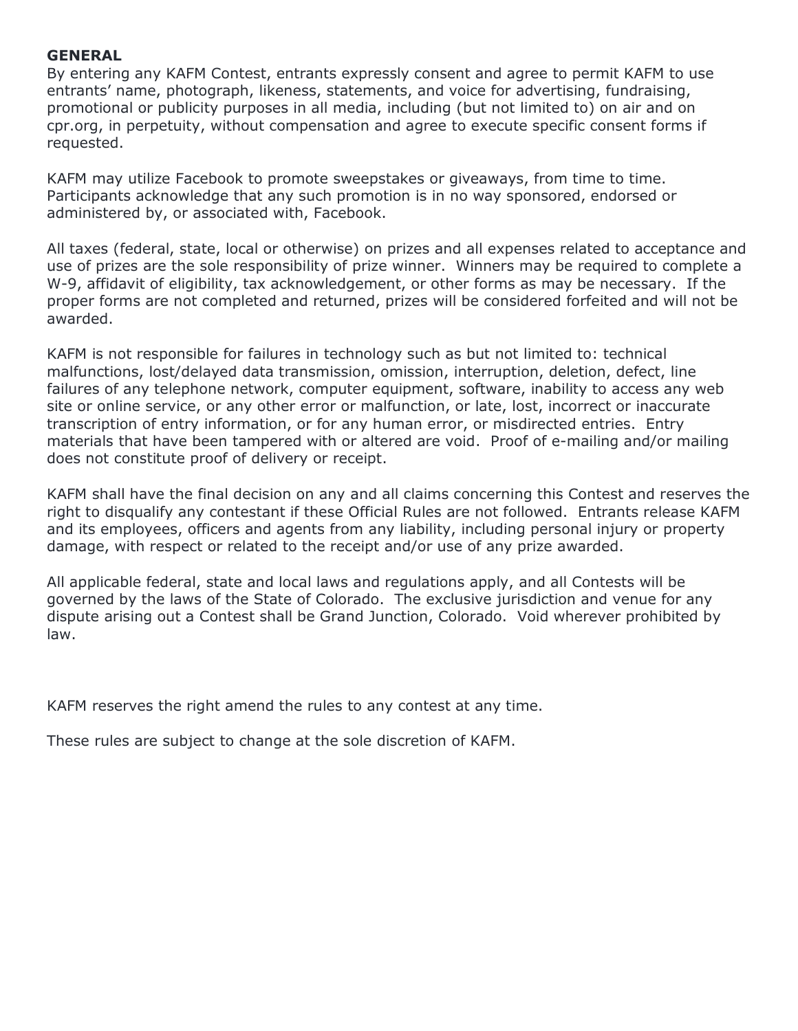**GENERAL**

By entering any KAFM Contest, entrants expressly consent and agree to permit KAFM to use entrants' name, photograph, likeness, statements, and voice for advertising, fundraising, promotional or publicity purposes in all media, including (but not limited to) on air and on cpr.org, in perpetuity, without compensation and agree to execute specific consent forms if requested.

KAFM may utilize Facebook to promote sweepstakes or giveaways, from time to time. Participants acknowledge that any such promotion is in no way sponsored, endorsed or administered by, or associated with, Facebook.

All taxes (federal, state, local or otherwise) on prizes and all expenses related to acceptance and use of prizes are the sole responsibility of prize winner. Winners may be required to complete a W-9, affidavit of eligibility, tax acknowledgement, or other forms as may be necessary. If the proper forms are not completed and returned, prizes will be considered forfeited and will not be awarded.

KAFM is not responsible for failures in technology such as but not limited to: technical malfunctions, lost/delayed data transmission, omission, interruption, deletion, defect, line failures of any telephone network, computer equipment, software, inability to access any web site or online service, or any other error or malfunction, or late, lost, incorrect or inaccurate transcription of entry information, or for any human error, or misdirected entries. Entry materials that have been tampered with or altered are void. Proof of e-mailing and/or mailing does not constitute proof of delivery or receipt.

KAFM shall have the final decision on any and all claims concerning this Contest and reserves the right to disqualify any contestant if these Official Rules are not followed. Entrants release KAFM and its employees, officers and agents from any liability, including personal injury or property damage, with respect or related to the receipt and/or use of any prize awarded.

All applicable federal, state and local laws and regulations apply, and all Contests will be governed by the laws of the State of Colorado. The exclusive jurisdiction and venue for any dispute arising out a Contest shall be Grand Junction, Colorado. Void wherever prohibited by law.

KAFM reserves the right amend the rules to any contest at any time.

These rules are subject to change at the sole discretion of KAFM.